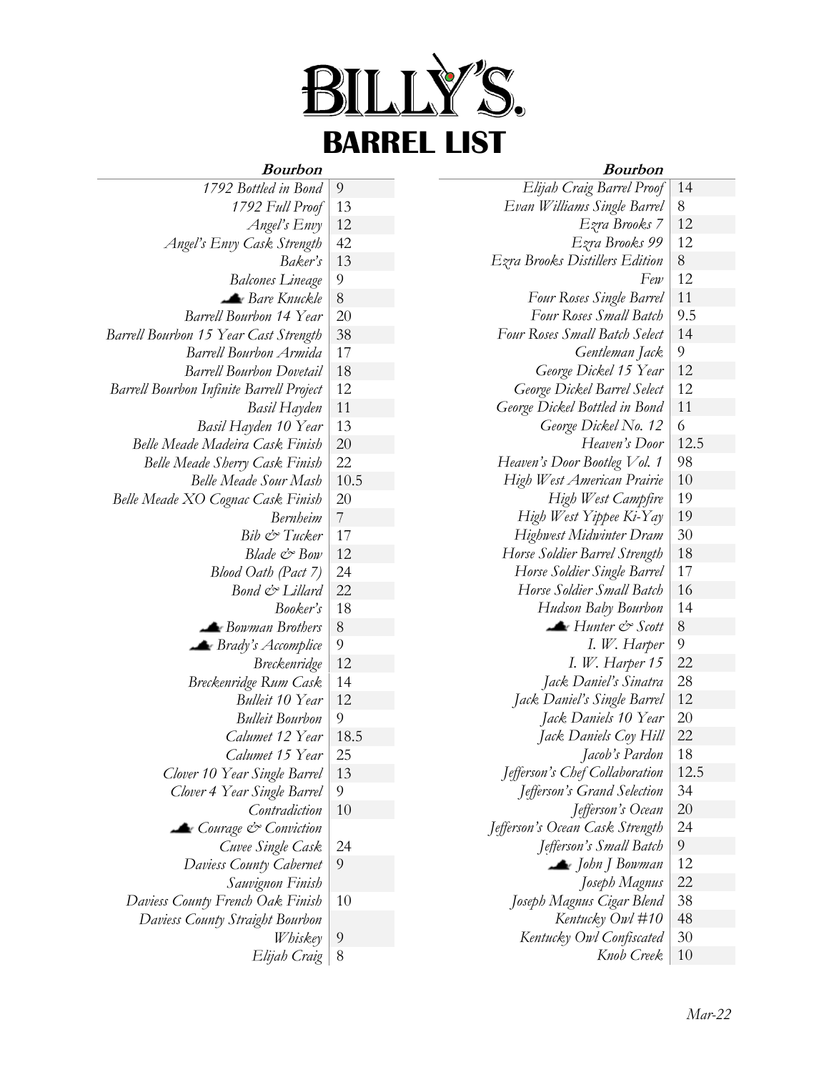# BILLY'S.

## BARREL LIST

| Bourbon | |
|---|---|
| *1792 Bottled in Bond* | 9 |
| *1792 Full Proof* | 13 |
| *Angel's Envy* | 12 |
| *Angel's Envy Cask Strength* | 42 |
| *Baker's* | 13 |
| *Balcones Lineage* | 9 |
| *Bare Knuckle* | 8 |
| *Barrell Bourbon 14 Year* | 20 |
| *Barrell Bourbon 15 Year Cast Strength* | 38 |
| *Barrell Bourbon Armida* | 17 |
| *Barrell Bourbon Dovetail* | 18 |
| *Barrell Bourbon Infinite Barrell Project* | 12 |
| *Basil Hayden* | 11 |
| *Basil Hayden 10 Year* | 13 |
| *Belle Meade Madeira Cask Finish* | 20 |
| *Belle Meade Sherry Cask Finish* | 22 |
| *Belle Meade Sour Mash* | 10.5 |
| *Belle Meade XO Cognac Cask Finish* | 20 |
| *Bernheim* | 7 |
| *Bib & Tucker* | 17 |
| *Blade & Bow* | 12 |
| *Blood Oath (Pact 7)* | 24 |
| *Bond & Lillard* | 22 |
| *Booker's* | 18 |
| *Bowman Brothers* | 8 |
| *Brady's Accomplice* | 9 |
| *Breckenridge* | 12 |
| *Breckenridge Rum Cask* | 14 |
| *Bulleit 10 Year* | 12 |
| *Bulleit Bourbon* | 9 |
| *Calumet 12 Year* | 18.5 |
| *Calumet 15 Year* | 25 |
| *Clover 10 Year Single Barrel* | 13 |
| *Clover 4 Year Single Barrel* | 9 |
| *Contradiction* | 10 |
| *Courage & Conviction* | |
| *Cuvee Single Cask* | 24 |
| *Daviess County Cabernet Sauvignon Finish* | 9 |
| *Daviess County French Oak Finish* | 10 |
| *Daviess County Straight Bourbon Whiskey* | 9 |
| *Elijah Craig* | 8 |

| Bourbon | |
|---|---|
| *Elijah Craig Barrel Proof* | 14 |
| *Evan Williams Single Barrel* | 8 |
| *Ezra Brooks 7* | 12 |
| *Ezra Brooks 99* | 12 |
| *Ezra Brooks Distillers Edition* | 8 |
| *Few* | 12 |
| *Four Roses Single Barrel* | 11 |
| *Four Roses Small Batch* | 9.5 |
| *Four Roses Small Batch Select* | 14 |
| *Gentleman Jack* | 9 |
| *George Dickel 15 Year* | 12 |
| *George Dickel Barrel Select* | 12 |
| *George Dickel Bottled in Bond* | 11 |
| *George Dickel No. 12* | 6 |
| *Heaven's Door* | 12.5 |
| *Heaven's Door Bootleg Vol. 1* | 98 |
| *High West American Prairie* | 10 |
| *High West Campfire* | 19 |
| *High West Yippee Ki-Yay* | 19 |
| *Highwest Midwinter Dram* | 30 |
| *Horse Soldier Barrel Strength* | 18 |
| *Horse Soldier Single Barrel* | 17 |
| *Horse Soldier Small Batch* | 16 |
| *Hudson Baby Bourbon* | 14 |
| *Hunter & Scott* | 8 |
| *I. W. Harper* | 9 |
| *I. W. Harper 15* | 22 |
| *Jack Daniel's Sinatra* | 28 |
| *Jack Daniel's Single Barrel* | 12 |
| *Jack Daniels 10 Year* | 20 |
| *Jack Daniels Coy Hill* | 22 |
| *Jacob's Pardon* | 18 |
| *Jefferson's Chef Collaboration* | 12.5 |
| *Jefferson's Grand Selection* | 34 |
| *Jefferson's Ocean* | 20 |
| *Jefferson's Ocean Cask Strength* | 24 |
| *Jefferson's Small Batch* | 9 |
| *John J Bowman* | 12 |
| *Joseph Magnus* | 22 |
| *Joseph Magnus Cigar Blend* | 38 |
| *Kentucky Owl #10* | 48 |
| *Kentucky Owl Confiscated* | 30 |
| *Knob Creek* | 10 |

*Mar-22*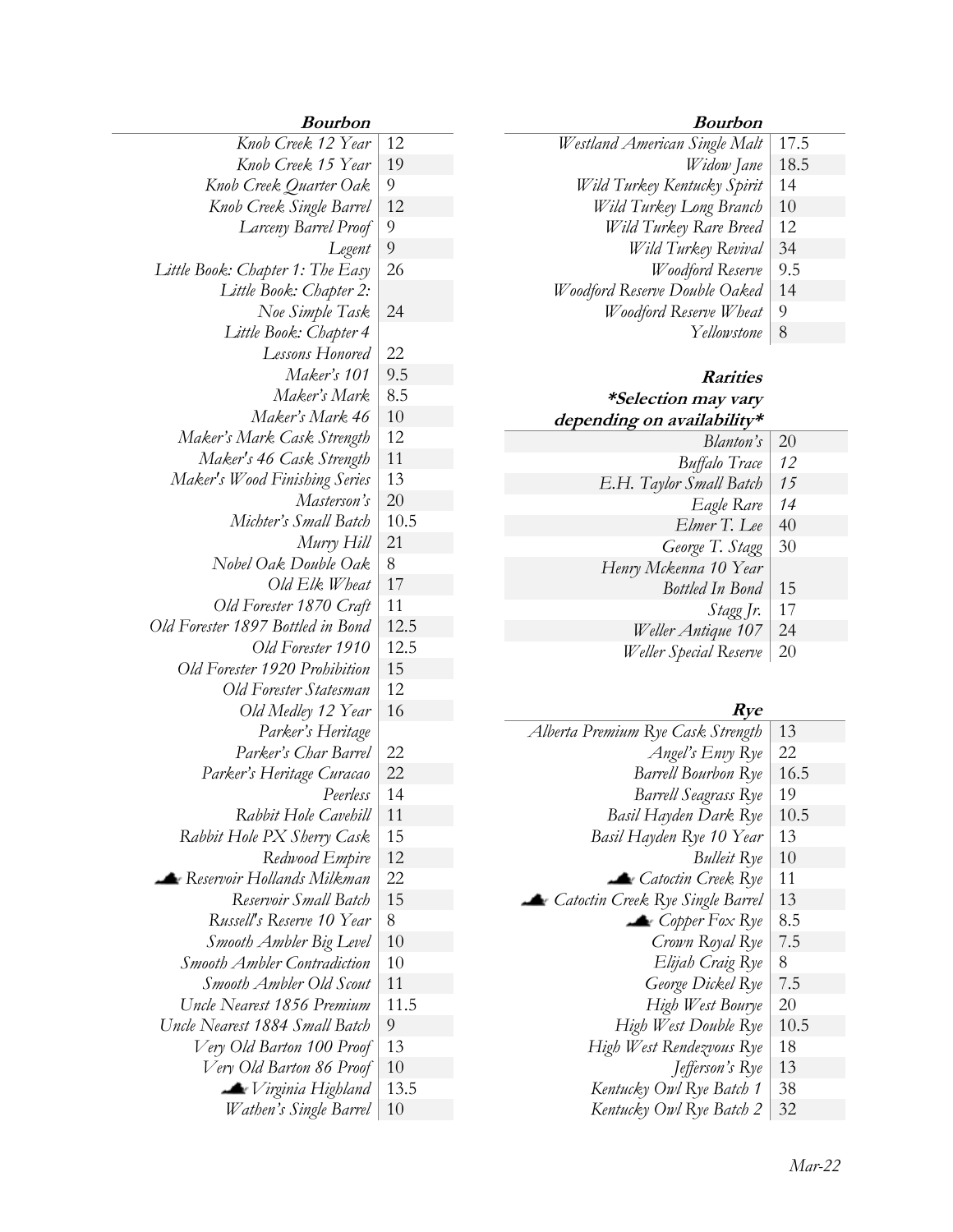| Bourbon | |
|---|---|
| *Knob Creek 12 Year* | 12 |
| *Knob Creek 15 Year* | 19 |
| *Knob Creek Quarter Oak* | 9 |
| *Knob Creek Single Barrel* | 12 |
| *Larceny Barrel Proof* | 9 |
| *Legent* | 9 |
| *Little Book: Chapter 1: The Easy* | 26 |
| *Little Book: Chapter 2: Noe Simple Task* | 24 |
| *Little Book: Chapter 4 Lessons Honored* | 22 |
| *Maker's 101* | 9.5 |
| *Maker's Mark* | 8.5 |
| *Maker's Mark 46* | 10 |
| *Maker's Mark Cask Strength* | 12 |
| *Maker's 46 Cask Strength* | 11 |
| *Maker's Wood Finishing Series* | 13 |
| *Masterson's* | 20 |
| *Michter's Small Batch* | 10.5 |
| *Murry Hill* | 21 |
| *Nobel Oak Double Oak* | 8 |
| *Old Elk Wheat* | 17 |
| *Old Forester 1870 Craft* | 11 |
| *Old Forester 1897 Bottled in Bond* | 12.5 |
| *Old Forester 1910* | 12.5 |
| *Old Forester 1920 Prohibition* | 15 |
| *Old Forester Statesman* | 12 |
| *Old Medley 12 Year* | 16 |
| *Parker's Heritage* | |
| *Parker's Char Barrel* | 22 |
| *Parker's Heritage Curacao* | 22 |
| *Peerless* | 14 |
| *Rabbit Hole Cavehill* | 11 |
| *Rabbit Hole PX Sherry Cask* | 15 |
| *Redwood Empire* | 12 |
| *Reservoir Hollands Milkman* | 22 |
| *Reservoir Small Batch* | 15 |
| *Russell's Reserve 10 Year* | 8 |
| *Smooth Ambler Big Level* | 10 |
| *Smooth Ambler Contradiction* | 10 |
| *Smooth Ambler Old Scout* | 11 |
| *Uncle Nearest 1856 Premium* | 11.5 |
| *Uncle Nearest 1884 Small Batch* | 9 |
| *Very Old Barton 100 Proof* | 13 |
| *Very Old Barton 86 Proof* | 10 |
| *Virginia Highland* | 13.5 |
| *Wathen's Single Barrel* | 10 |

| Bourbon | |
|---|---|
| *Westland American Single Malt* | 17.5 |
| *Widow Jane* | 18.5 |
| *Wild Turkey Kentucky Spirit* | 14 |
| *Wild Turkey Long Branch* | 10 |
| *Wild Turkey Rare Breed* | 12 |
| *Wild Turkey Revival* | 34 |
| *Woodford Reserve* | 9.5 |
| *Woodford Reserve Double Oaked* | 14 |
| *Woodford Reserve Wheat* | 9 |
| *Yellowstone* | 8 |

**Rarities**
***Selection may vary depending on availability***

| Rarities | |
|---|---|
| *Blanton's* | 20 |
| *Buffalo Trace* | *12* |
| *E.H. Taylor Small Batch* | *15* |
| *Eagle Rare* | *14* |
| *Elmer T. Lee* | 40 |
| *George T. Stagg* | 30 |
| *Henry Mckenna 10 Year Bottled In Bond* | 15 |
| *Stagg Jr.* | 17 |
| *Weller Antique 107* | 24 |
| *Weller Special Reserve* | 20 |

| Rye | |
|---|---|
| *Alberta Premium Rye Cask Strength* | 13 |
| *Angel's Envy Rye* | 22 |
| *Barrell Bourbon Rye* | 16.5 |
| *Barrell Seagrass Rye* | 19 |
| *Basil Hayden Dark Rye* | 10.5 |
| *Basil Hayden Rye 10 Year* | 13 |
| *Bulleit Rye* | 10 |
| *Catoctin Creek Rye* | 11 |
| *Catoctin Creek Rye Single Barrel* | 13 |
| *Copper Fox Rye* | 8.5 |
| *Crown Royal Rye* | 7.5 |
| *Elijah Craig Rye* | 8 |
| *George Dickel Rye* | 7.5 |
| *High West Bourye* | 20 |
| *High West Double Rye* | 10.5 |
| *High West Rendezvous Rye* | 18 |
| *Jefferson's Rye* | 13 |
| *Kentucky Owl Rye Batch 1* | 38 |
| *Kentucky Owl Rye Batch 2* | 32 |

*Mar-22*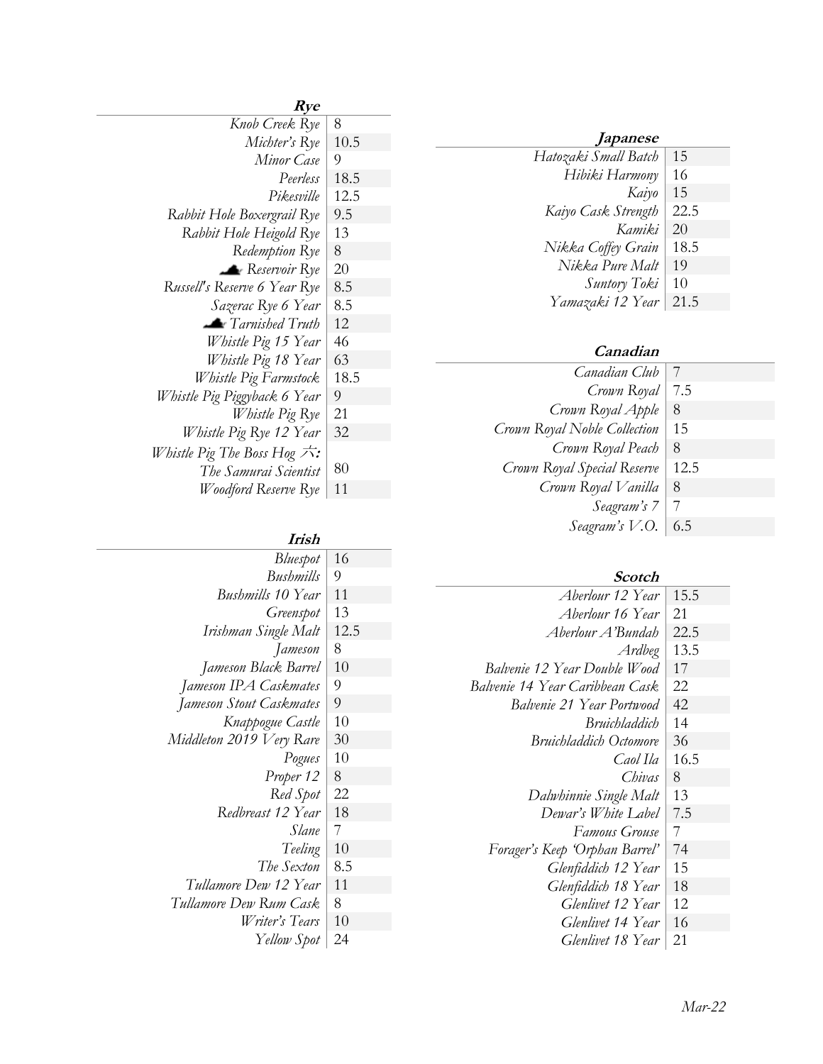| Rye | |
|---|---|
| Knob Creek Rye | 8 |
| Michter's Rye | 10.5 |
| Minor Case | 9 |
| Peerless | 18.5 |
| Pikesville | 12.5 |
| Rabbit Hole Boxergrail Rye | 9.5 |
| Rabbit Hole Heigold Rye | 13 |
| Redemption Rye | 8 |
| Reservoir Rye | 20 |
| Russell's Reserve 6 Year Rye | 8.5 |
| Sazerac Rye 6 Year | 8.5 |
| Tarnished Truth | 12 |
| Whistle Pig 15 Year | 46 |
| Whistle Pig 18 Year | 63 |
| Whistle Pig Farmstock | 18.5 |
| Whistle Pig Piggyback 6 Year | 9 |
| Whistle Pig Rye | 21 |
| Whistle Pig Rye 12 Year | 32 |
| Whistle Pig The Boss Hog 六: The Samurai Scientist | 80 |
| Woodford Reserve Rye | 11 |

| Irish | |
|---|---|
| Bluespot | 16 |
| Bushmills | 9 |
| Bushmills 10 Year | 11 |
| Greenspot | 13 |
| Irishman Single Malt | 12.5 |
| Jameson | 8 |
| Jameson Black Barrel | 10 |
| Jameson IPA Caskmates | 9 |
| Jameson Stout Caskmates | 9 |
| Knappogue Castle | 10 |
| Middleton 2019 Very Rare | 30 |
| Pogues | 10 |
| Proper 12 | 8 |
| Red Spot | 22 |
| Redbreast 12 Year | 18 |
| Slane | 7 |
| Teeling | 10 |
| The Sexton | 8.5 |
| Tullamore Dew 12 Year | 11 |
| Tullamore Dew Rum Cask | 8 |
| Writer's Tears | 10 |
| Yellow Spot | 24 |

| Japanese | |
|---|---|
| Hatozaki Small Batch | 15 |
| Hibiki Harmony | 16 |
| Kaiyo | 15 |
| Kaiyo Cask Strength | 22.5 |
| Kamiki | 20 |
| Nikka Coffey Grain | 18.5 |
| Nikka Pure Malt | 19 |
| Suntory Toki | 10 |
| Yamazaki 12 Year | 21.5 |

| Canadian | |
|---|---|
| Canadian Club | 7 |
| Crown Royal | 7.5 |
| Crown Royal Apple | 8 |
| Crown Royal Noble Collection | 15 |
| Crown Royal Peach | 8 |
| Crown Royal Special Reserve | 12.5 |
| Crown Royal Vanilla | 8 |
| Seagram's 7 | 7 |
| Seagram's V.O. | 6.5 |

| Scotch | |
|---|---|
| Aberlour 12 Year | 15.5 |
| Aberlour 16 Year | 21 |
| Aberlour A'Bundah | 22.5 |
| Ardbeg | 13.5 |
| Balvenie 12 Year Double Wood | 17 |
| Balvenie 14 Year Caribbean Cask | 22 |
| Balvenie 21 Year Portwood | 42 |
| Bruichladdich | 14 |
| Bruichladdich Octomore | 36 |
| Caol Ila | 16.5 |
| Chivas | 8 |
| Dalwhinnie Single Malt | 13 |
| Dewar's White Label | 7.5 |
| Famous Grouse | 7 |
| Forager's Keep 'Orphan Barrel' | 74 |
| Glenfiddich 12 Year | 15 |
| Glenfiddich 18 Year | 18 |
| Glenlivet 12 Year | 12 |
| Glenlivet 14 Year | 16 |
| Glenlivet 18 Year | 21 |

Mar-22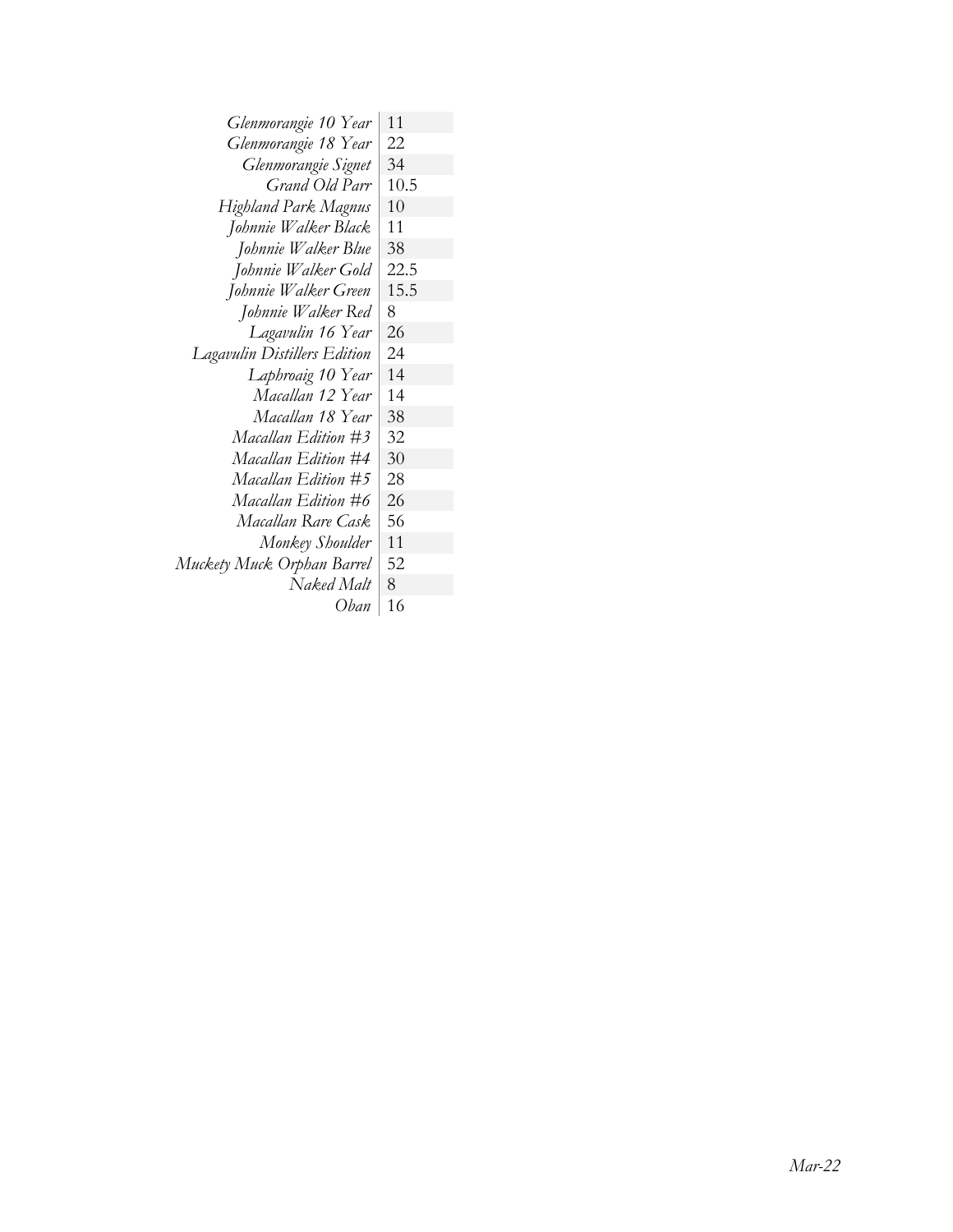| | |
|---|---|
| *Glenmorangie 10 Year* | 11 |
| *Glenmorangie 18 Year* | 22 |
| *Glenmorangie Signet* | 34 |
| *Grand Old Parr* | 10.5 |
| *Highland Park Magnus* | 10 |
| *Johnnie Walker Black* | 11 |
| *Johnnie Walker Blue* | 38 |
| *Johnnie Walker Gold* | 22.5 |
| *Johnnie Walker Green* | 15.5 |
| *Johnnie Walker Red* | 8 |
| *Lagavulin 16 Year* | 26 |
| *Lagavulin Distillers Edition* | 24 |
| *Laphroaig 10 Year* | 14 |
| *Macallan 12 Year* | 14 |
| *Macallan 18 Year* | 38 |
| *Macallan Edition #3* | 32 |
| *Macallan Edition #4* | 30 |
| *Macallan Edition #5* | 28 |
| *Macallan Edition #6* | 26 |
| *Macallan Rare Cask* | 56 |
| *Monkey Shoulder* | 11 |
| *Muckety Muck Orphan Barrel* | 52 |
| *Naked Malt* | 8 |
| *Oban* | 16 |

*Mar-22*